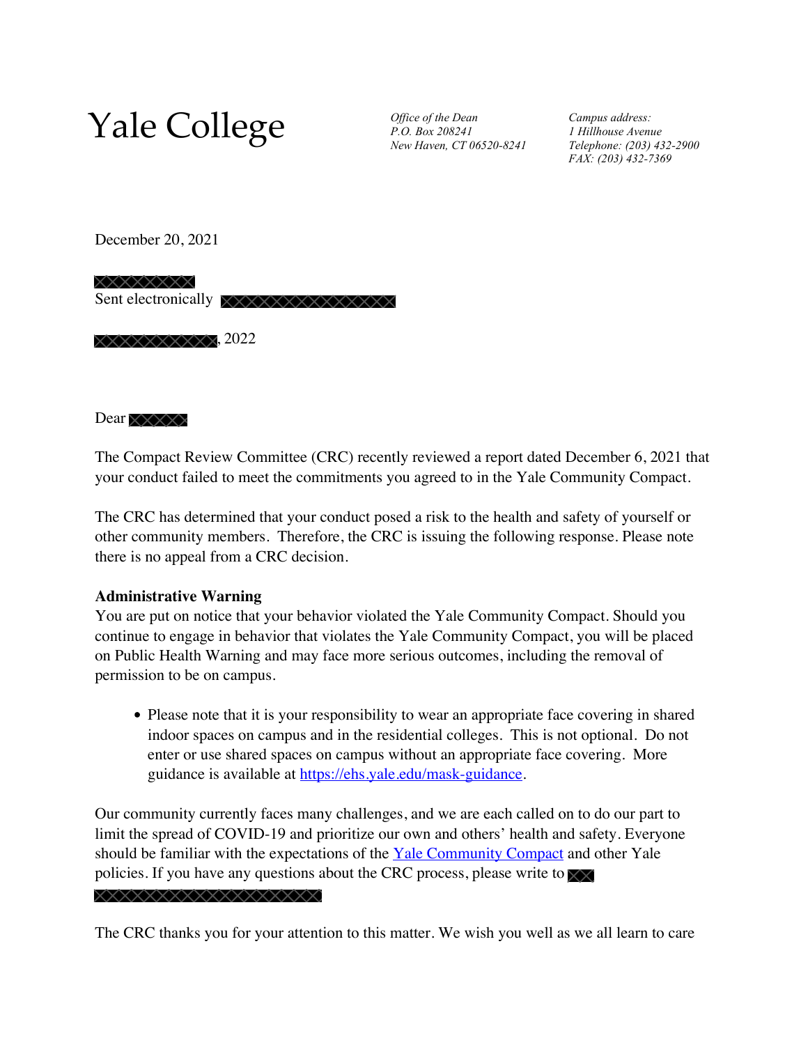# Yale College

*Office of the Dean*
*P.O. Box 208241*
*New Haven, CT 06520-8241*

*Campus address:*
*1 Hillhouse Avenue*
*Telephone: (203) 432-2900*
*FAX: (203) 432-7369*

December 20, 2021

Sent electronically

, 2022

Dear

The Compact Review Committee (CRC) recently reviewed a report dated December 6, 2021 that your conduct failed to meet the commitments you agreed to in the Yale Community Compact.

The CRC has determined that your conduct posed a risk to the health and safety of yourself or other community members. Therefore, the CRC is issuing the following response. Please note there is no appeal from a CRC decision.

**Administrative Warning**
You are put on notice that your behavior violated the Yale Community Compact. Should you continue to engage in behavior that violates the Yale Community Compact, you will be placed on Public Health Warning and may face more serious outcomes, including the removal of permission to be on campus.

- Please note that it is your responsibility to wear an appropriate face covering in shared indoor spaces on campus and in the residential colleges. This is not optional. Do not enter or use shared spaces on campus without an appropriate face covering. More guidance is available at https://ehs.yale.edu/mask-guidance.

Our community currently faces many challenges, and we are each called on to do our part to limit the spread of COVID-19 and prioritize our own and others' health and safety. Everyone should be familiar with the expectations of the Yale Community Compact and other Yale policies. If you have any questions about the CRC process, please write to

The CRC thanks you for your attention to this matter. We wish you well as we all learn to care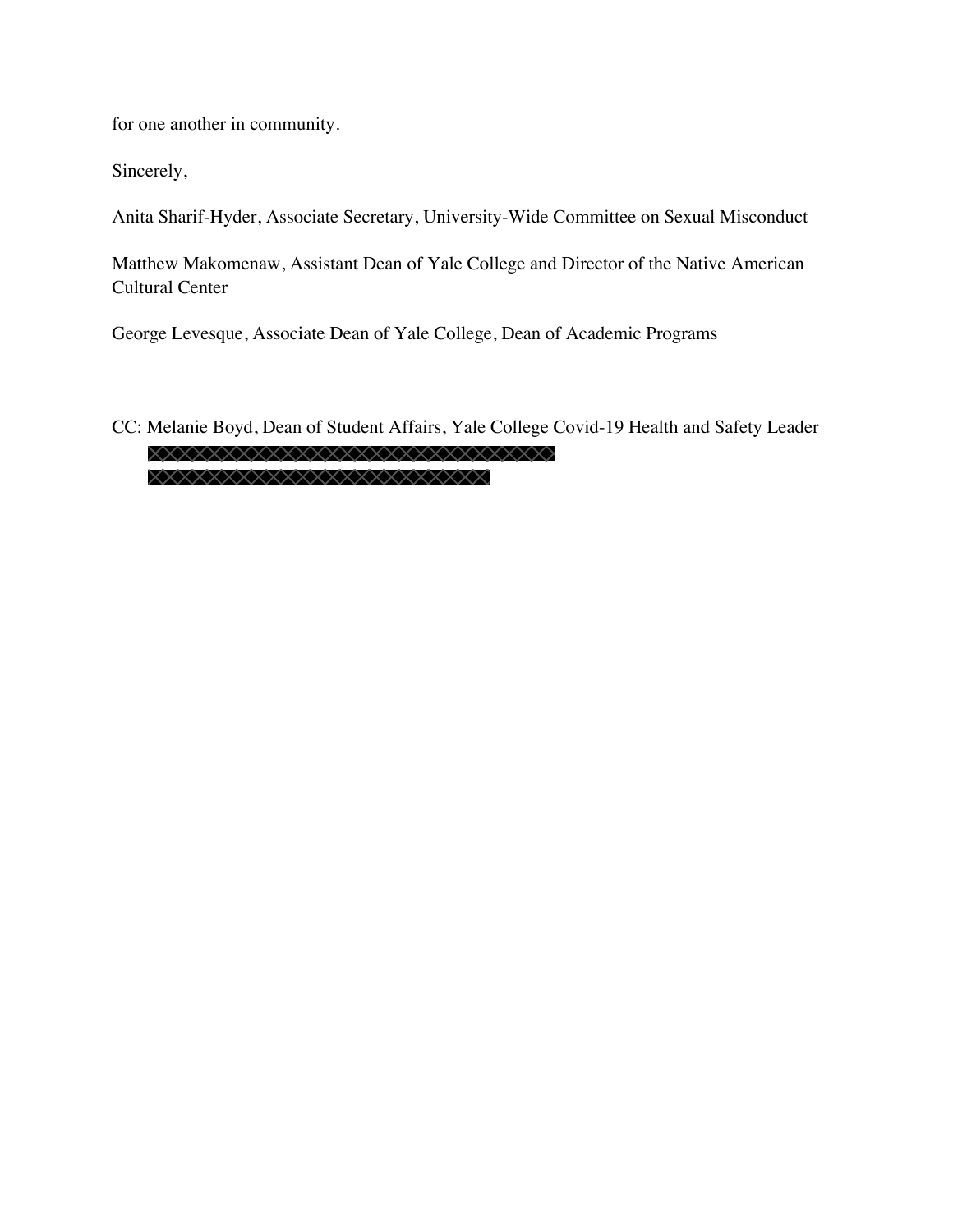for one another in community.

Sincerely,

Anita Sharif-Hyder, Associate Secretary, University-Wide Committee on Sexual Misconduct

Matthew Makomenaw, Assistant Dean of Yale College and Director of the Native American Cultural Center

George Levesque, Associate Dean of Yale College, Dean of Academic Programs

CC: Melanie Boyd, Dean of Student Affairs, Yale College Covid-19 Health and Safety Leader